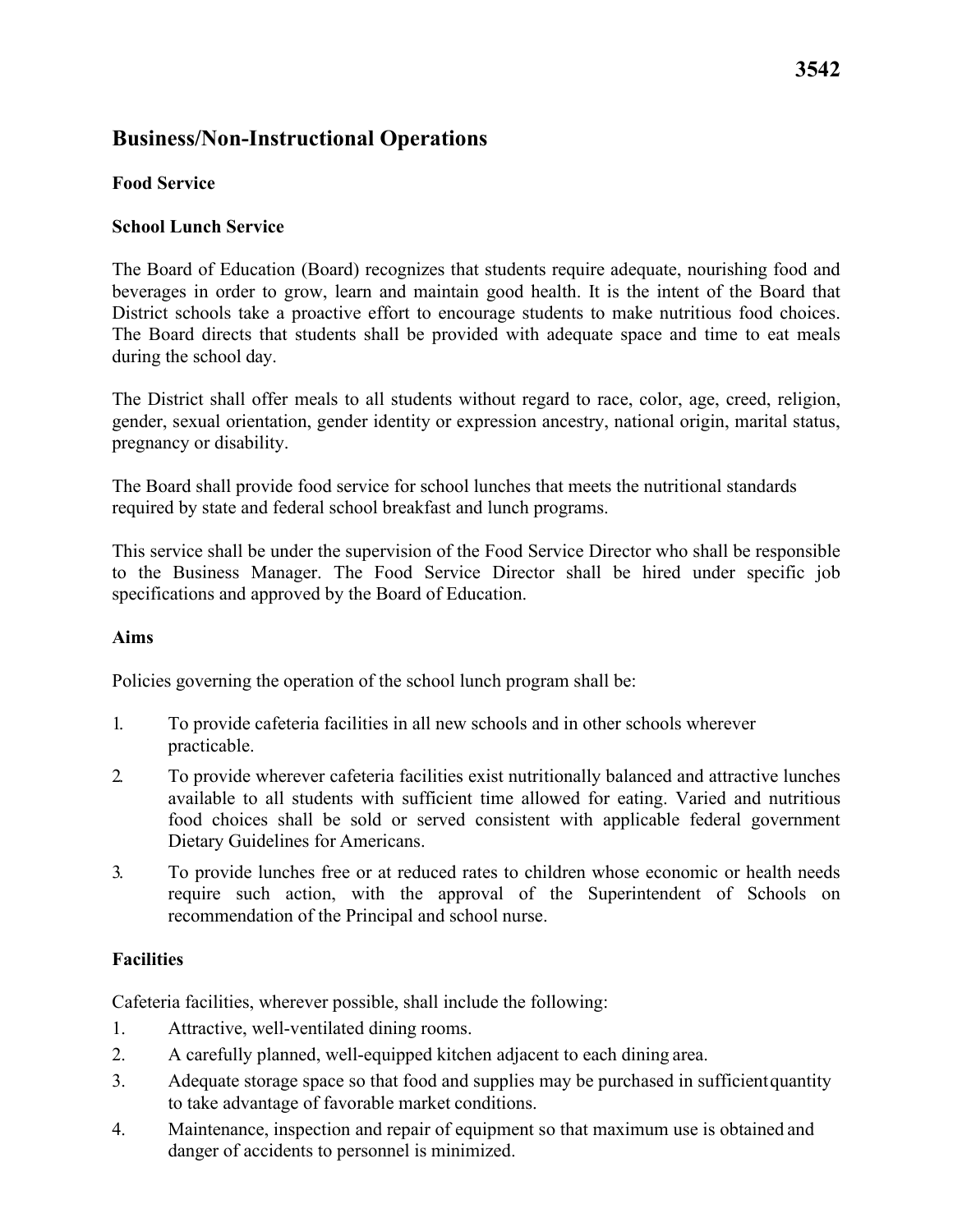# 3542

## Business/Non-Instructional Operations

### Food Service

### School Lunch Service

The Board of Education (Board) recognizes that students require adequate, nourishing food and beverages in order to grow, learn and maintain good health. It is the intent of the Board that District schools take a proactive effort to encourage students to make nutritious food choices. The Board directs that students shall be provided with adequate space and time to eat meals during the school day.

The District shall offer meals to all students without regard to race, color, age, creed, religion, gender, sexual orientation, gender identity or expression ancestry, national origin, marital status, pregnancy or disability.

The Board shall provide food service for school lunches that meets the nutritional standards required by state and federal school breakfast and lunch programs.

This service shall be under the supervision of the Food Service Director who shall be responsible to the Business Manager. The Food Service Director shall be hired under specific job specifications and approved by the Board of Education.

### Aims

Policies governing the operation of the school lunch program shall be:

1. To provide cafeteria facilities in all new schools and in other schools wherever practicable.
2. To provide wherever cafeteria facilities exist nutritionally balanced and attractive lunches available to all students with sufficient time allowed for eating. Varied and nutritious food choices shall be sold or served consistent with applicable federal government Dietary Guidelines for Americans.
3. To provide lunches free or at reduced rates to children whose economic or health needs require such action, with the approval of the Superintendent of Schools on recommendation of the Principal and school nurse.

### Facilities

Cafeteria facilities, wherever possible, shall include the following:

1. Attractive, well-ventilated dining rooms.
2. A carefully planned, well-equipped kitchen adjacent to each dining area.
3. Adequate storage space so that food and supplies may be purchased in sufficient quantity to take advantage of favorable market conditions.
4. Maintenance, inspection and repair of equipment so that maximum use is obtained and danger of accidents to personnel is minimized.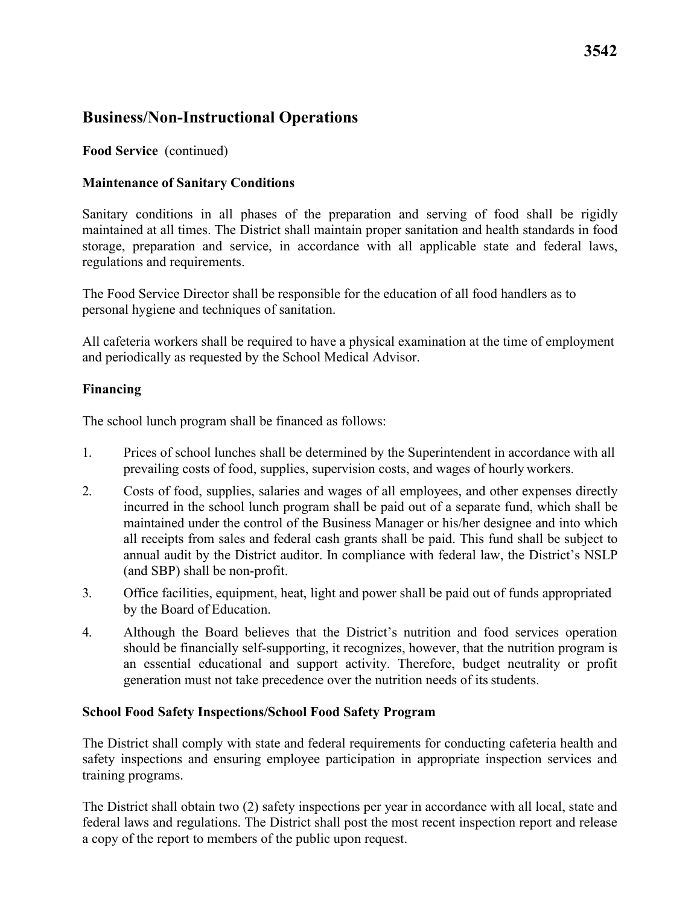## Business/Non-Instructional Operations

**Food Service** (continued)

### Maintenance of Sanitary Conditions

Sanitary conditions in all phases of the preparation and serving of food shall be rigidly maintained at all times. The District shall maintain proper sanitation and health standards in food storage, preparation and service, in accordance with all applicable state and federal laws, regulations and requirements.

The Food Service Director shall be responsible for the education of all food handlers as to personal hygiene and techniques of sanitation.

All cafeteria workers shall be required to have a physical examination at the time of employment and periodically as requested by the School Medical Advisor.

### Financing

The school lunch program shall be financed as follows:

1. Prices of school lunches shall be determined by the Superintendent in accordance with all prevailing costs of food, supplies, supervision costs, and wages of hourly workers.
2. Costs of food, supplies, salaries and wages of all employees, and other expenses directly incurred in the school lunch program shall be paid out of a separate fund, which shall be maintained under the control of the Business Manager or his/her designee and into which all receipts from sales and federal cash grants shall be paid. This fund shall be subject to annual audit by the District auditor. In compliance with federal law, the District's NSLP (and SBP) shall be non-profit.
3. Office facilities, equipment, heat, light and power shall be paid out of funds appropriated by the Board of Education.
4. Although the Board believes that the District's nutrition and food services operation should be financially self-supporting, it recognizes, however, that the nutrition program is an essential educational and support activity. Therefore, budget neutrality or profit generation must not take precedence over the nutrition needs of its students.

### School Food Safety Inspections/School Food Safety Program

The District shall comply with state and federal requirements for conducting cafeteria health and safety inspections and ensuring employee participation in appropriate inspection services and training programs.

The District shall obtain two (2) safety inspections per year in accordance with all local, state and federal laws and regulations. The District shall post the most recent inspection report and release a copy of the report to members of the public upon request.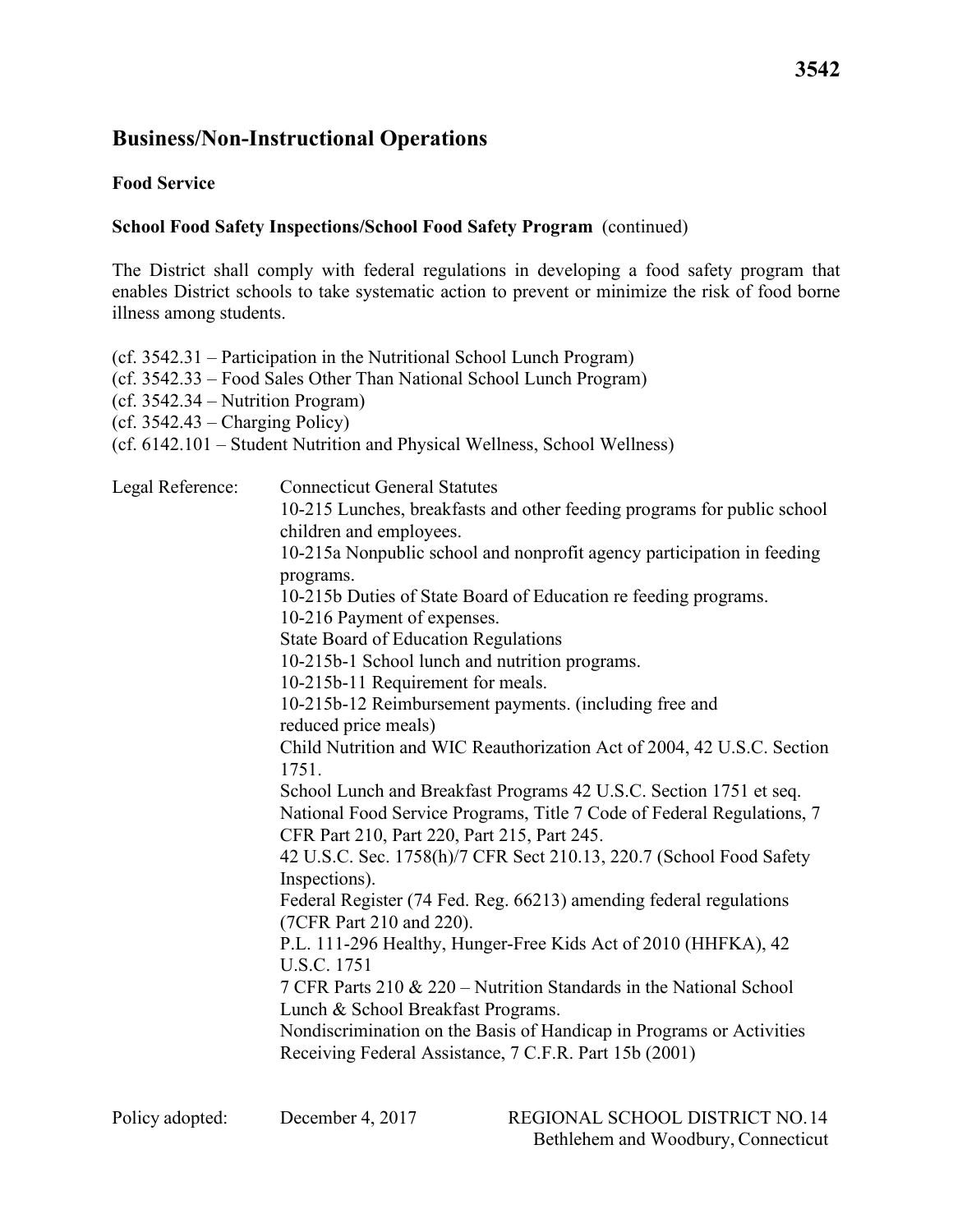## Business/Non-Instructional Operations

**Food Service**

**School Food Safety Inspections/School Food Safety Program** (continued)

The District shall comply with federal regulations in developing a food safety program that enables District schools to take systematic action to prevent or minimize the risk of food borne illness among students.

(cf. 3542.31 – Participation in the Nutritional School Lunch Program)
(cf. 3542.33 – Food Sales Other Than National School Lunch Program)
(cf. 3542.34 – Nutrition Program)
(cf. 3542.43 – Charging Policy)
(cf. 6142.101 – Student Nutrition and Physical Wellness, School Wellness)

Legal Reference: Connecticut General Statutes

10-215 Lunches, breakfasts and other feeding programs for public school children and employees.

10-215a Nonpublic school and nonprofit agency participation in feeding programs.

10-215b Duties of State Board of Education re feeding programs.

10-216 Payment of expenses.

State Board of Education Regulations

10-215b-1 School lunch and nutrition programs.

10-215b-11 Requirement for meals.

10-215b-12 Reimbursement payments. (including free and reduced price meals)

Child Nutrition and WIC Reauthorization Act of 2004, 42 U.S.C. Section 1751.

School Lunch and Breakfast Programs 42 U.S.C. Section 1751 et seq.

National Food Service Programs, Title 7 Code of Federal Regulations, 7 CFR Part 210, Part 220, Part 215, Part 245.

42 U.S.C. Sec. 1758(h)/7 CFR Sect 210.13, 220.7 (School Food Safety Inspections).

Federal Register (74 Fed. Reg. 66213) amending federal regulations (7CFR Part 210 and 220).

P.L. 111-296 Healthy, Hunger-Free Kids Act of 2010 (HHFKA), 42 U.S.C. 1751

7 CFR Parts 210 & 220 – Nutrition Standards in the National School Lunch & School Breakfast Programs.

Nondiscrimination on the Basis of Handicap in Programs or Activities Receiving Federal Assistance, 7 C.F.R. Part 15b (2001)

Policy adopted: December 4, 2017

REGIONAL SCHOOL DISTRICT NO. 14
Bethlehem and Woodbury, Connecticut